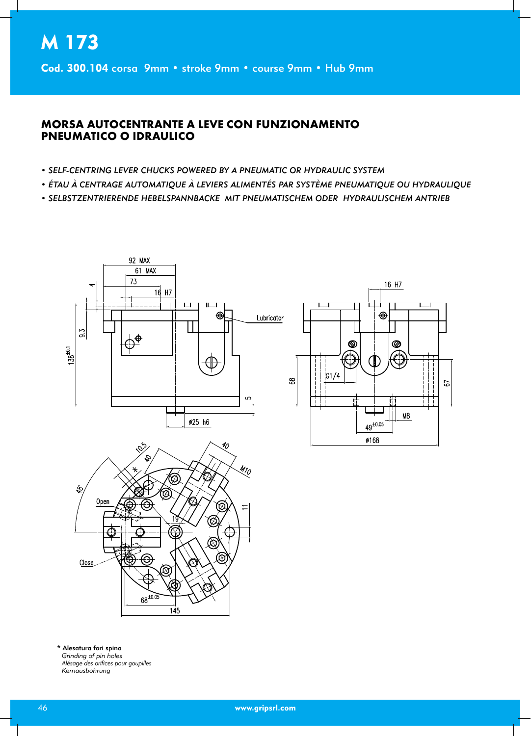# M 173

**Cod. 300.104** corsa 9mm • stroke 9mm • course 9mm • Hub 9mm

## MORSA AUTOCENTRANTE A LEVE CON FUNZIONAMENTO PNEUMATICO O IDRAULICO

- *SELF-CENTRING LEVER CHUCKS POWERED BY A PNEUMATIC OR HYDRAULIC SYSTEM*
- *ÉTAU À CENTRAGE AUTOMATIQUE À LEVIERS ALIMENTÉS PAR SYSTÈME PNEUMATIQUE OU HYDRAULIQUE*
- *SELBSTZENTRIERENDE HEBELSPANNBACKE MIT PNEUMATISCHEM ODER HYDRAULISCHEM ANTRIEB*

92 MAX
61 MAX
73
16 H7
4
9.3
$138^{\pm 0.1}$
Lubricator
5
ø25 h6

16 H7
68
G1/4
67
M8
$49^{\pm 0.05}$
ø168

10.5
40
40
M10
*
48°
Open
19
11
Close
$68^{\pm 0.05}$
145

\* **Alesatura fori spina**
*Grinding of pin holes*
*Alésage des orifices pour goupilles*
*Kernausbohrung*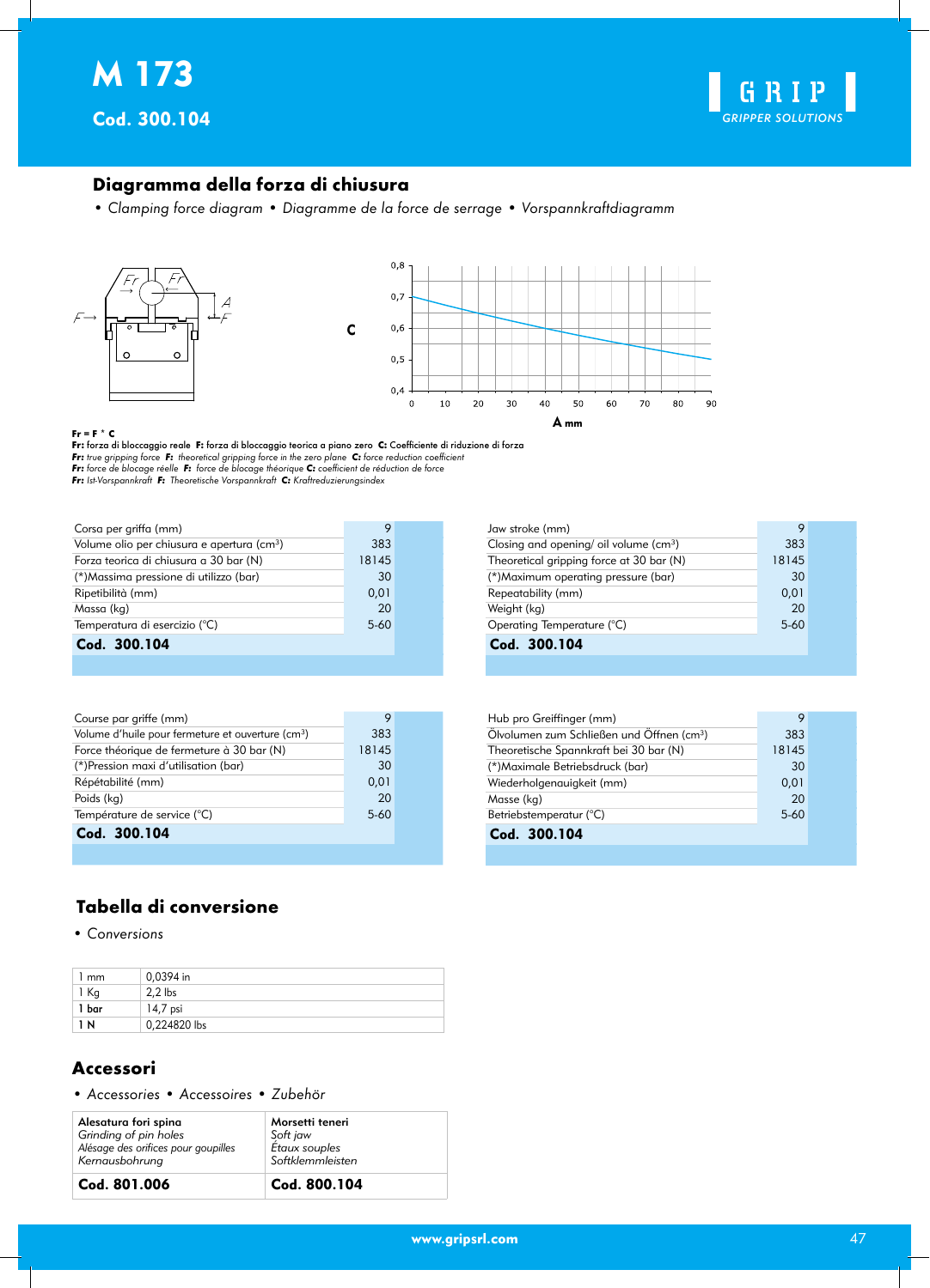# M 173

**Cod. 300.104**

GRIP
GRIPPER SOLUTIONS

## Diagramma della forza di chiusura

• *Clamping force diagram* • *Diagramme de la force de serrage* • *Vorspannkraftdiagramm*

Fr Fr
F
A
F

C

0,8
0,7
0,6
0,5
0,4
0 10 20 30 40 50 60 70 80 90
A mm

**Fr = F * C**

**Fr:** forza di bloccaggio reale **F:** forza di bloccaggio teorica a piano zero **C:** Coefficiente di riduzione di forza

***Fr:*** *true gripping force* ***F:*** *theoretical gripping force in the zero plane* ***C:*** *force reduction coefficient*

***Fr:*** *force de blocage réelle* ***F:*** *force de blocage théorique* ***C:*** *coefficient de réduction de force*

***Fr:*** *Ist-Vorspannkraft* ***F:*** *Theoretische Vorspannkraft* ***C:*** *Kraftreduzierungsindex*

| | |
|---|---|
| Corsa per griffa (mm) | 9 |
| Volume olio per chiusura e apertura (cm³) | 383 |
| Forza teorica di chiusura a 30 bar (N) | 18145 |
| (*)Massima pressione di utilizzo (bar) | 30 |
| Ripetibilità (mm) | 0,01 |
| Massa (kg) | 20 |
| Temperatura di esercizio (°C) | 5-60 |
| **Cod. 300.104** | |

| | |
|---|---|
| Jaw stroke (mm) | 9 |
| Closing and opening/ oil volume (cm³) | 383 |
| Theoretical gripping force at 30 bar (N) | 18145 |
| (*)Maximum operating pressure (bar) | 30 |
| Repeatability (mm) | 0,01 |
| Weight (kg) | 20 |
| Operating Temperature (°C) | 5-60 |
| **Cod. 300.104** | |

| | |
|---|---|
| Course par griffe (mm) | 9 |
| Volume d'huile pour fermeture et ouverture (cm³) | 383 |
| Force théorique de fermeture à 30 bar (N) | 18145 |
| (*)Pression maxi d'utilisation (bar) | 30 |
| Répétabilité (mm) | 0,01 |
| Poids (kg) | 20 |
| Température de service (°C) | 5-60 |
| **Cod. 300.104** | |

| | |
|---|---|
| Hub pro Greiffinger (mm) | 9 |
| Ölvolumen zum Schließen und Öffnen (cm³) | 383 |
| Theoretische Spannkraft bei 30 bar (N) | 18145 |
| (*)Maximale Betriebsdruck (bar) | 30 |
| Wiederholgenauigkeit (mm) | 0,01 |
| Masse (kg) | 20 |
| Betriebstemperatur (°C) | 5-60 |
| **Cod. 300.104** | |

## Tabella di conversione

• *Conversions*

| | |
|---|---|
| 1 mm | 0,0394 in |
| 1 Kg | 2,2 lbs |
| **1 bar** | 14,7 psi |
| **1 N** | 0,224820 lbs |

## Accessori

• *Accessories* • *Accessoires* • *Zubehör*

| | |
|---|---|
| **Alesatura fori spina**<br>*Grinding of pin holes*<br>*Alésage des orifices pour goupilles*<br>*Kernausbohrung* | **Morsetti teneri**<br>*Soft jaw*<br>*Étaux souples*<br>*Softklemmleisten* |
| **Cod. 801.006** | **Cod. 800.104** |

**www.gripsrl.com**